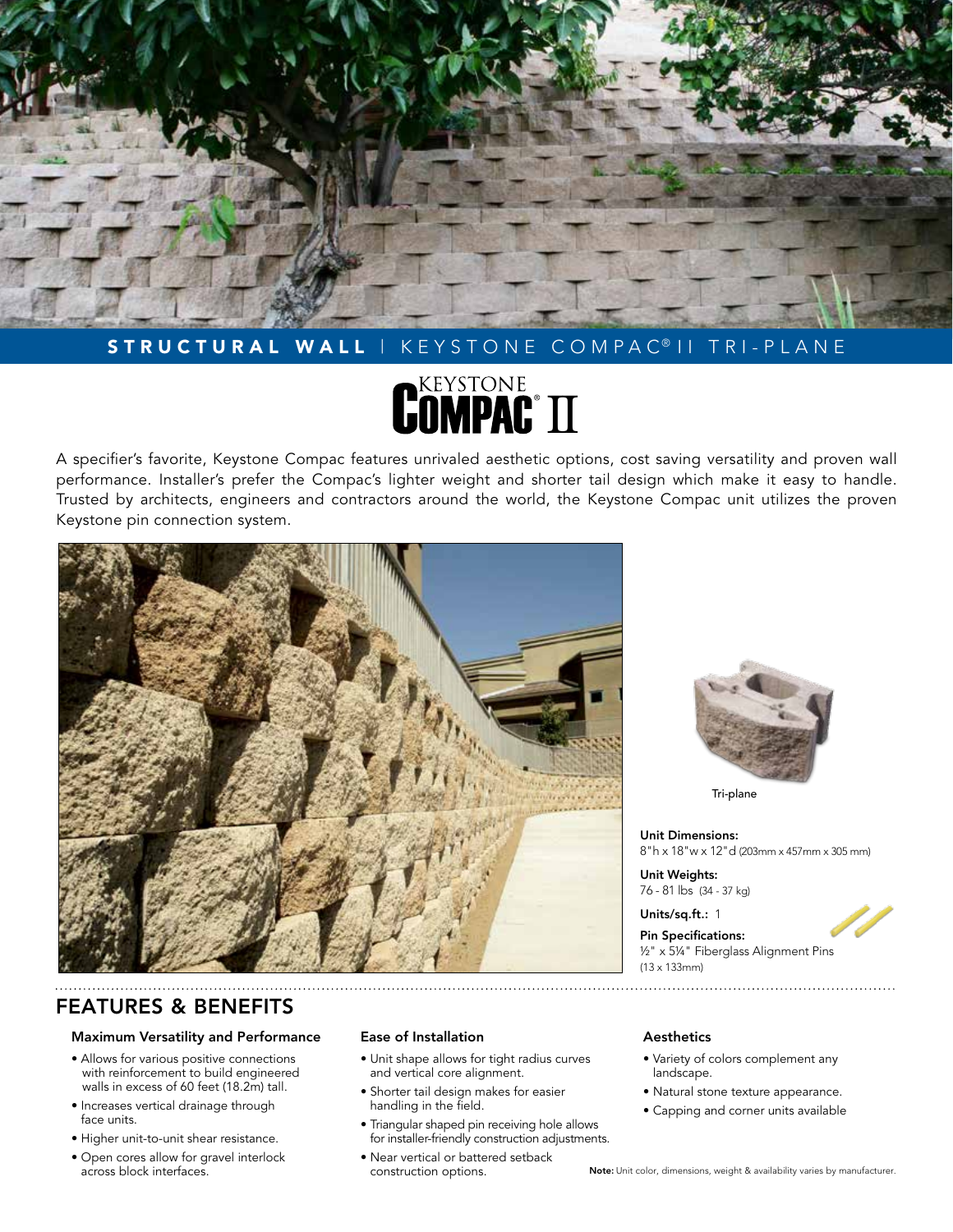STRUCTURAL WALL | KEYSTONE COMPAC® II TRI-PLANE

# KEYSTONE COMPAC® II

A specifier's favorite, Keystone Compac features unrivaled aesthetic options, cost saving versatility and proven wall performance. Installer's prefer the Compac's lighter weight and shorter tail design which make it easy to handle. Trusted by architects, engineers and contractors around the world, the Keystone Compac unit utilizes the proven Keystone pin connection system.

Tri-plane

**Unit Dimensions:**
8"h x 18"w x 12"d (203mm x 457mm x 305 mm)

**Unit Weights:**
76 - 81 lbs (34 - 37 kg)

**Units/sq.ft.:** 1

**Pin Specifications:**
½" x 5¼" Fiberglass Alignment Pins (13 x 133mm)

## FEATURES & BENEFITS

### Maximum Versatility and Performance

- Allows for various positive connections with reinforcement to build engineered walls in excess of 60 feet (18.2m) tall.
- Increases vertical drainage through face units.
- Higher unit-to-unit shear resistance.
- Open cores allow for gravel interlock across block interfaces.

### Ease of Installation

- Unit shape allows for tight radius curves and vertical core alignment.
- Shorter tail design makes for easier handling in the field.
- Triangular shaped pin receiving hole allows for installer-friendly construction adjustments.
- Near vertical or battered setback construction options.

### Aesthetics

- Variety of colors complement any landscape.
- Natural stone texture appearance.
- Capping and corner units available

**Note:** Unit color, dimensions, weight & availability varies by manufacturer.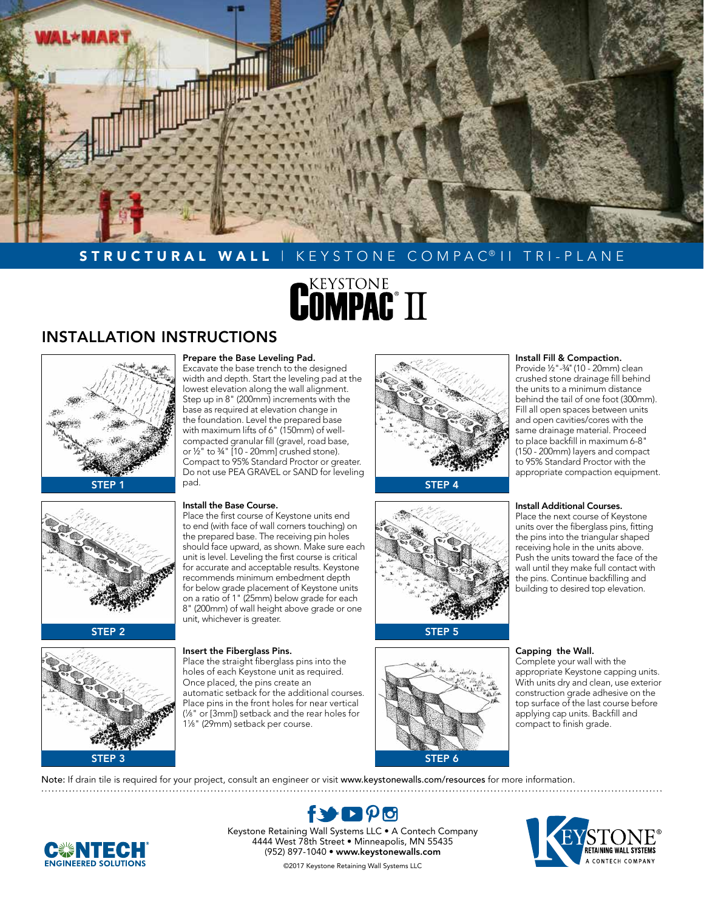STRUCTURAL WALL | KEYSTONE COMPAC® II TRI-PLANE

KEYSTONE COMPAC® II

## INSTALLATION INSTRUCTIONS

STEP 1

**Prepare the Base Leveling Pad.**
Excavate the base trench to the designed width and depth. Start the leveling pad at the lowest elevation along the wall alignment. Step up in 8" (200mm) increments with the base as required at elevation change in the foundation. Level the prepared base with maximum lifts of 6" (150mm) of well-compacted granular fill (gravel, road base, or ½" to ¾" [10 - 20mm] crushed stone). Compact to 95% Standard Proctor or greater. Do not use PEA GRAVEL or SAND for leveling pad.

STEP 2

**Install the Base Course.**
Place the first course of Keystone units end to end (with face of wall corners touching) on the prepared base. The receiving pin holes should face upward, as shown. Make sure each unit is level. Leveling the first course is critical for accurate and acceptable results. Keystone recommends minimum embedment depth for below grade placement of Keystone units on a ratio of 1" (25mm) below grade for each 8" (200mm) of wall height above grade or one unit, whichever is greater.

STEP 3

**Insert the Fiberglass Pins.**
Place the straight fiberglass pins into the holes of each Keystone unit as required. Once placed, the pins create an automatic setback for the additional courses. Place pins in the front holes for near vertical (⅛" or [3mm]) setback and the rear holes for 1⅛" (29mm) setback per course.

STEP 4

**Install Fill & Compaction.**
Provide ½"-¾" (10 - 20mm) clean crushed stone drainage fill behind the units to a minimum distance behind the tail of one foot (300mm). Fill all open spaces between units and open cavities/cores with the same drainage material. Proceed to place backfill in maximum 6-8" (150 - 200mm) layers and compact to 95% Standard Proctor with the appropriate compaction equipment.

STEP 5

**Install Additional Courses.**
Place the next course of Keystone units over the fiberglass pins, fitting the pins into the triangular shaped receiving hole in the units above. Push the units toward the face of the wall until they make full contact with the pins. Continue backfilling and building to desired top elevation.

STEP 6

**Capping the Wall.**
Complete your wall with the appropriate Keystone capping units. With units dry and clean, use exterior construction grade adhesive on the top surface of the last course before applying cap units. Backfill and compact to finish grade.

**Note:** If drain tile is required for your project, consult an engineer or visit www.keystonewalls.com/resources for more information.

CONTECH ENGINEERED SOLUTIONS

Keystone Retaining Wall Systems LLC • A Contech Company
4444 West 78th Street • Minneapolis, MN 55435
(952) 897-1040 • **www.keystonewalls.com**

©2017 Keystone Retaining Wall Systems LLC

KEYSTONE® RETAINING WALL SYSTEMS A CONTECH COMPANY